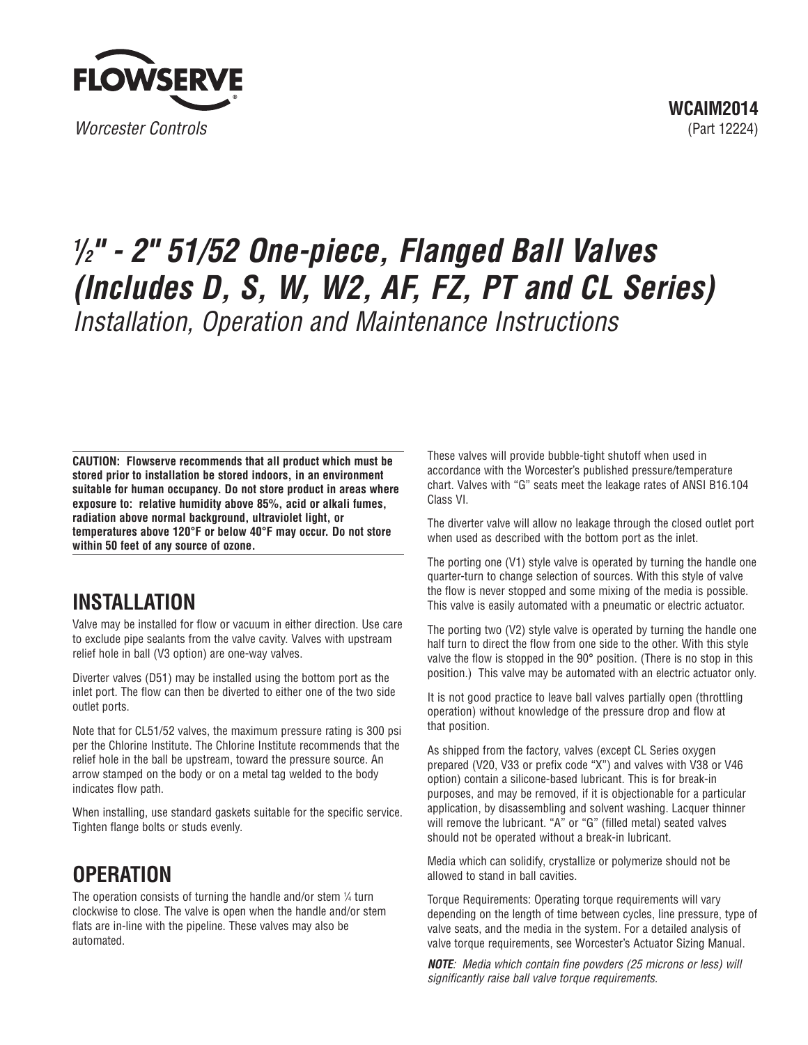FLOWSERVE

*Worcester Controls*

**WCAIM2014**
(Part 12224)

# *½" - 2" 51/52 One-piece, Flanged Ball Valves (Includes D, S, W, W2, AF, FZ, PT and CL Series)*

*Installation, Operation and Maintenance Instructions*

**CAUTION: Flowserve recommends that all product which must be stored prior to installation be stored indoors, in an environment suitable for human occupancy. Do not store product in areas where exposure to: relative humidity above 85%, acid or alkali fumes, radiation above normal background, ultraviolet light, or temperatures above 120°F or below 40°F may occur. Do not store within 50 feet of any source of ozone.**

## INSTALLATION

Valve may be installed for flow or vacuum in either direction. Use care to exclude pipe sealants from the valve cavity. Valves with upstream relief hole in ball (V3 option) are one-way valves.

Diverter valves (D51) may be installed using the bottom port as the inlet port. The flow can then be diverted to either one of the two side outlet ports.

Note that for CL51/52 valves, the maximum pressure rating is 300 psi per the Chlorine Institute. The Chlorine Institute recommends that the relief hole in the ball be upstream, toward the pressure source. An arrow stamped on the body or on a metal tag welded to the body indicates flow path.

When installing, use standard gaskets suitable for the specific service. Tighten flange bolts or studs evenly.

## OPERATION

The operation consists of turning the handle and/or stem ¼ turn clockwise to close. The valve is open when the handle and/or stem flats are in-line with the pipeline. These valves may also be automated.

These valves will provide bubble-tight shutoff when used in accordance with the Worcester's published pressure/temperature chart. Valves with "G" seats meet the leakage rates of ANSI B16.104 Class VI.

The diverter valve will allow no leakage through the closed outlet port when used as described with the bottom port as the inlet.

The porting one (V1) style valve is operated by turning the handle one quarter-turn to change selection of sources. With this style of valve the flow is never stopped and some mixing of the media is possible. This valve is easily automated with a pneumatic or electric actuator.

The porting two (V2) style valve is operated by turning the handle one half turn to direct the flow from one side to the other. With this style valve the flow is stopped in the 90° position. (There is no stop in this position.) This valve may be automated with an electric actuator only.

It is not good practice to leave ball valves partially open (throttling operation) without knowledge of the pressure drop and flow at that position.

As shipped from the factory, valves (except CL Series oxygen prepared (V20, V33 or prefix code "X") and valves with V38 or V46 option) contain a silicone-based lubricant. This is for break-in purposes, and may be removed, if it is objectionable for a particular application, by disassembling and solvent washing. Lacquer thinner will remove the lubricant. "A" or "G" (filled metal) seated valves should not be operated without a break-in lubricant.

Media which can solidify, crystallize or polymerize should not be allowed to stand in ball cavities.

Torque Requirements: Operating torque requirements will vary depending on the length of time between cycles, line pressure, type of valve seats, and the media in the system. For a detailed analysis of valve torque requirements, see Worcester's Actuator Sizing Manual.

***NOTE**: Media which contain fine powders (25 microns or less) will significantly raise ball valve torque requirements.*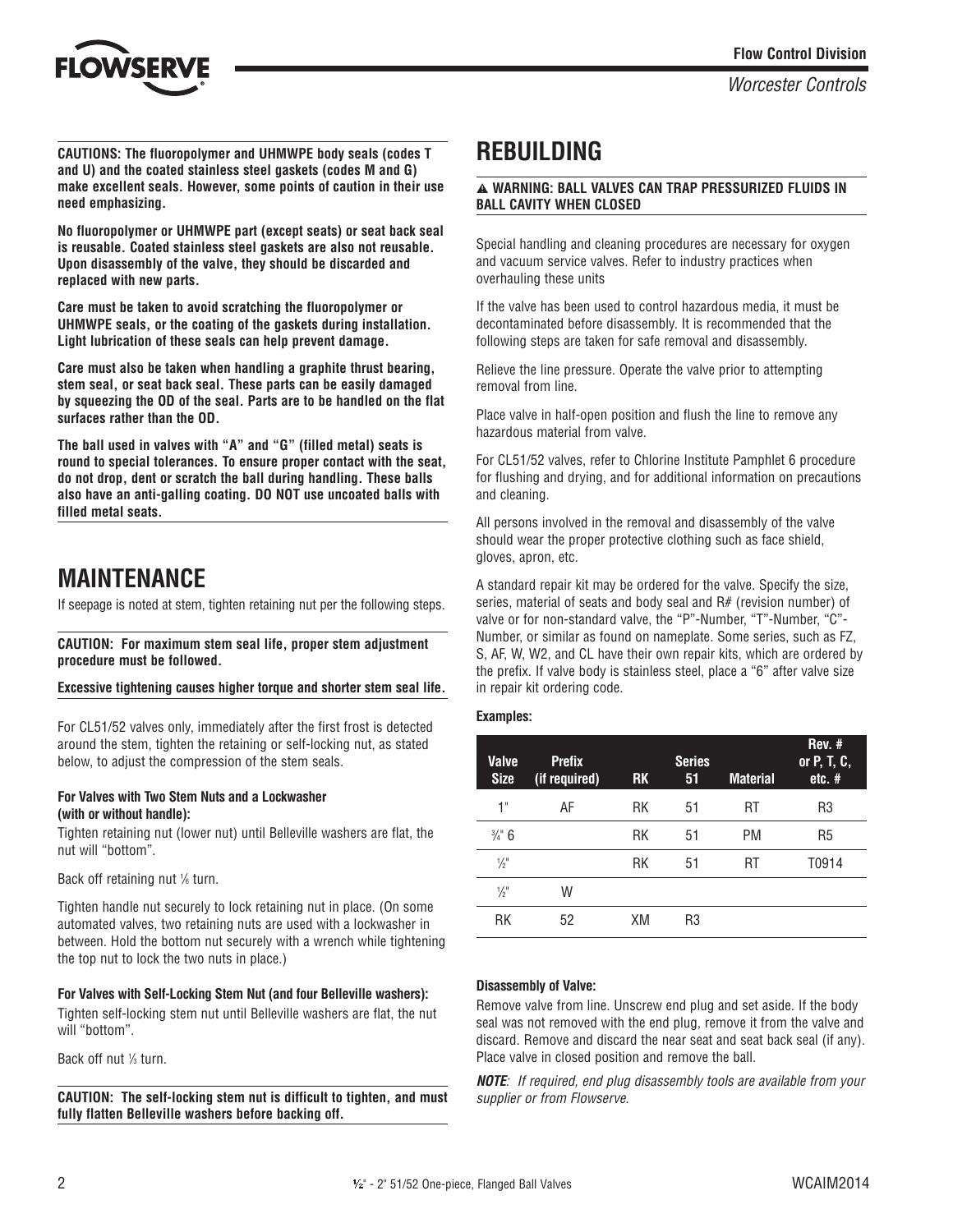**CAUTIONS: The fluoropolymer and UHMWPE body seals (codes T and U) and the coated stainless steel gaskets (codes M and G) make excellent seals. However, some points of caution in their use need emphasizing.**

**No fluoropolymer or UHMWPE part (except seats) or seat back seal is reusable. Coated stainless steel gaskets are also not reusable. Upon disassembly of the valve, they should be discarded and replaced with new parts.**

**Care must be taken to avoid scratching the fluoropolymer or UHMWPE seals, or the coating of the gaskets during installation. Light lubrication of these seals can help prevent damage.**

**Care must also be taken when handling a graphite thrust bearing, stem seal, or seat back seal. These parts can be easily damaged by squeezing the OD of the seal. Parts are to be handled on the flat surfaces rather than the OD.**

**The ball used in valves with "A" and "G" (filled metal) seats is round to special tolerances. To ensure proper contact with the seat, do not drop, dent or scratch the ball during handling. These balls also have an anti-galling coating. DO NOT use uncoated balls with filled metal seats.**

# MAINTENANCE

If seepage is noted at stem, tighten retaining nut per the following steps.

**CAUTION: For maximum stem seal life, proper stem adjustment procedure must be followed.**

**Excessive tightening causes higher torque and shorter stem seal life.**

For CL51/52 valves only, immediately after the first frost is detected around the stem, tighten the retaining or self-locking nut, as stated below, to adjust the compression of the stem seals.

#### For Valves with Two Stem Nuts and a Lockwasher (with or without handle):

Tighten retaining nut (lower nut) until Belleville washers are flat, the nut will "bottom".

Back off retaining nut ⅙ turn.

Tighten handle nut securely to lock retaining nut in place. (On some automated valves, two retaining nuts are used with a lockwasher in between. Hold the bottom nut securely with a wrench while tightening the top nut to lock the two nuts in place.)

#### For Valves with Self-Locking Stem Nut (and four Belleville washers):

Tighten self-locking stem nut until Belleville washers are flat, the nut will "bottom".

Back off nut ⅓ turn.

**CAUTION: The self-locking stem nut is difficult to tighten, and must fully flatten Belleville washers before backing off.**

# REBUILDING

**⚠ WARNING: BALL VALVES CAN TRAP PRESSURIZED FLUIDS IN BALL CAVITY WHEN CLOSED**

Special handling and cleaning procedures are necessary for oxygen and vacuum service valves. Refer to industry practices when overhauling these units

If the valve has been used to control hazardous media, it must be decontaminated before disassembly. It is recommended that the following steps are taken for safe removal and disassembly.

Relieve the line pressure. Operate the valve prior to attempting removal from line.

Place valve in half-open position and flush the line to remove any hazardous material from valve.

For CL51/52 valves, refer to Chlorine Institute Pamphlet 6 procedure for flushing and drying, and for additional information on precautions and cleaning.

All persons involved in the removal and disassembly of the valve should wear the proper protective clothing such as face shield, gloves, apron, etc.

A standard repair kit may be ordered for the valve. Specify the size, series, material of seats and body seal and R# (revision number) of valve or for non-standard valve, the "P"-Number, "T"-Number, "C"-Number, or similar as found on nameplate. Some series, such as FZ, S, AF, W, W2, and CL have their own repair kits, which are ordered by the prefix. If valve body is stainless steel, place a "6" after valve size in repair kit ordering code.

**Examples:**

| Valve Size | Prefix (if required) | RK | Series 51 | Material | Rev. # or P, T, C, etc. # |
|---|---|---|---|---|---|
| 1" | AF | RK | 51 | RT | R3 |
| ¾" 6 | | RK | 51 | PM | R5 |
| ½" | | RK | 51 | RT | T0914 |
| ½" | W | | | | |
| RK | 52 | XM | R3 | | |

**Disassembly of Valve:**

Remove valve from line. Unscrew end plug and set aside. If the body seal was not removed with the end plug, remove it from the valve and discard. Remove and discard the near seat and seat back seal (if any). Place valve in closed position and remove the ball.

***NOTE**: If required, end plug disassembly tools are available from your supplier or from Flowserve.*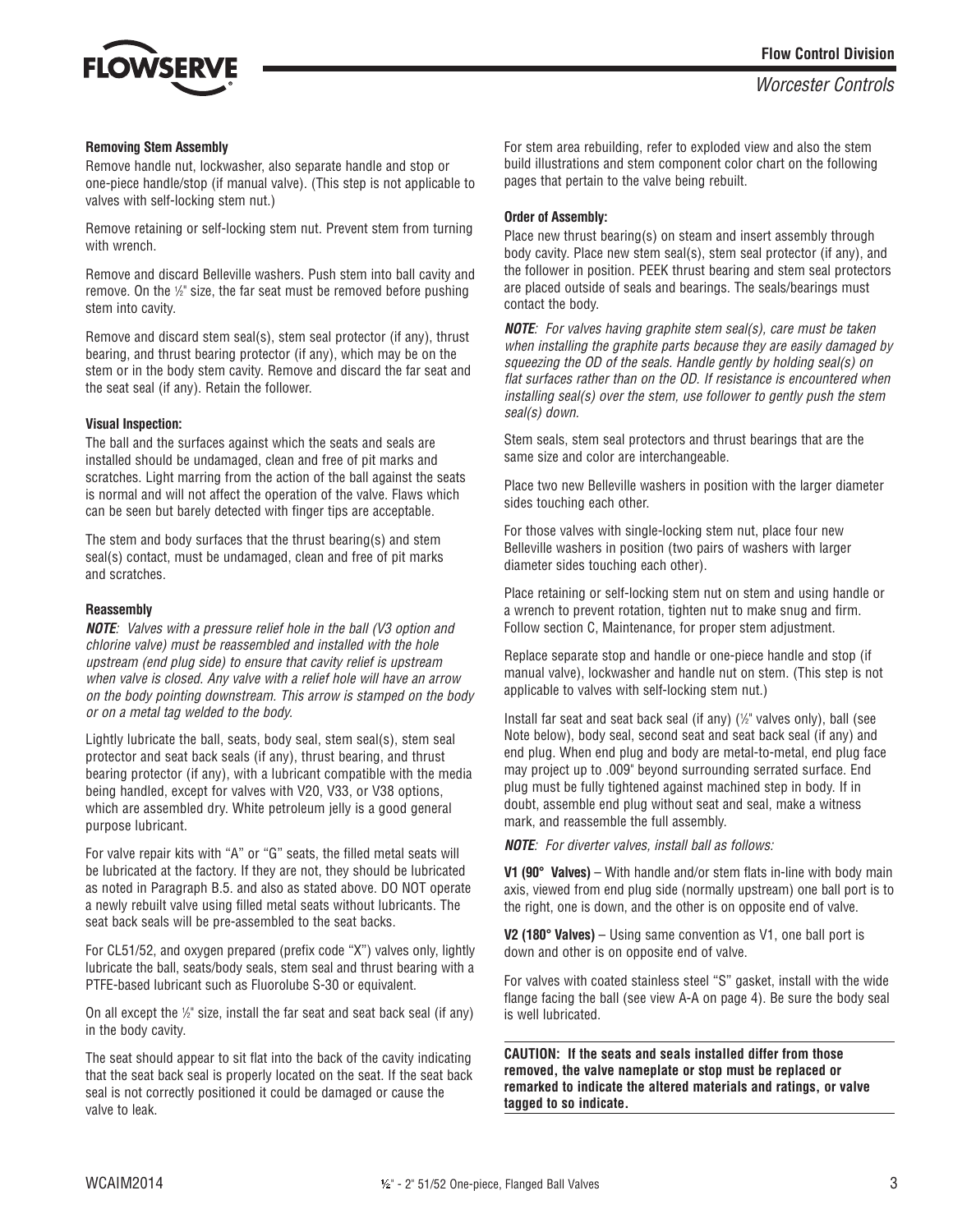### Removing Stem Assembly

Remove handle nut, lockwasher, also separate handle and stop or one-piece handle/stop (if manual valve). (This step is not applicable to valves with self-locking stem nut.)

Remove retaining or self-locking stem nut. Prevent stem from turning with wrench.

Remove and discard Belleville washers. Push stem into ball cavity and remove. On the ½" size, the far seat must be removed before pushing stem into cavity.

Remove and discard stem seal(s), stem seal protector (if any), thrust bearing, and thrust bearing protector (if any), which may be on the stem or in the body stem cavity. Remove and discard the far seat and the seat seal (if any). Retain the follower.

### Visual Inspection:

The ball and the surfaces against which the seats and seals are installed should be undamaged, clean and free of pit marks and scratches. Light marring from the action of the ball against the seats is normal and will not affect the operation of the valve. Flaws which can be seen but barely detected with finger tips are acceptable.

The stem and body surfaces that the thrust bearing(s) and stem seal(s) contact, must be undamaged, clean and free of pit marks and scratches.

### Reassembly

***NOTE****: Valves with a pressure relief hole in the ball (V3 option and chlorine valve) must be reassembled and installed with the hole upstream (end plug side) to ensure that cavity relief is upstream when valve is closed. Any valve with a relief hole will have an arrow on the body pointing downstream. This arrow is stamped on the body or on a metal tag welded to the body.*

Lightly lubricate the ball, seats, body seal, stem seal(s), stem seal protector and seat back seals (if any), thrust bearing, and thrust bearing protector (if any), with a lubricant compatible with the media being handled, except for valves with V20, V33, or V38 options, which are assembled dry. White petroleum jelly is a good general purpose lubricant.

For valve repair kits with "A" or "G" seats, the filled metal seats will be lubricated at the factory. If they are not, they should be lubricated as noted in Paragraph B.5. and also as stated above. DO NOT operate a newly rebuilt valve using filled metal seats without lubricants. The seat back seals will be pre-assembled to the seat backs.

For CL51/52, and oxygen prepared (prefix code "X") valves only, lightly lubricate the ball, seats/body seals, stem seal and thrust bearing with a PTFE-based lubricant such as Fluorolube S-30 or equivalent.

On all except the ½" size, install the far seat and seat back seal (if any) in the body cavity.

The seat should appear to sit flat into the back of the cavity indicating that the seat back seal is properly located on the seat. If the seat back seal is not correctly positioned it could be damaged or cause the valve to leak.

For stem area rebuilding, refer to exploded view and also the stem build illustrations and stem component color chart on the following pages that pertain to the valve being rebuilt.

### Order of Assembly:

Place new thrust bearing(s) on steam and insert assembly through body cavity. Place new stem seal(s), stem seal protector (if any), and the follower in position. PEEK thrust bearing and stem seal protectors are placed outside of seals and bearings. The seals/bearings must contact the body.

***NOTE****: For valves having graphite stem seal(s), care must be taken when installing the graphite parts because they are easily damaged by squeezing the OD of the seals. Handle gently by holding seal(s) on flat surfaces rather than on the OD. If resistance is encountered when installing seal(s) over the stem, use follower to gently push the stem seal(s) down.*

Stem seals, stem seal protectors and thrust bearings that are the same size and color are interchangeable.

Place two new Belleville washers in position with the larger diameter sides touching each other.

For those valves with single-locking stem nut, place four new Belleville washers in position (two pairs of washers with larger diameter sides touching each other).

Place retaining or self-locking stem nut on stem and using handle or a wrench to prevent rotation, tighten nut to make snug and firm. Follow section C, Maintenance, for proper stem adjustment.

Replace separate stop and handle or one-piece handle and stop (if manual valve), lockwasher and handle nut on stem. (This step is not applicable to valves with self-locking stem nut.)

Install far seat and seat back seal (if any) (½" valves only), ball (see Note below), body seal, second seat and seat back seal (if any) and end plug. When end plug and body are metal-to-metal, end plug face may project up to .009" beyond surrounding serrated surface. End plug must be fully tightened against machined step in body. If in doubt, assemble end plug without seat and seal, make a witness mark, and reassemble the full assembly.

***NOTE****: For diverter valves, install ball as follows:*

**V1 (90° Valves)** – With handle and/or stem flats in-line with body main axis, viewed from end plug side (normally upstream) one ball port is to the right, one is down, and the other is on opposite end of valve.

**V2 (180° Valves)** – Using same convention as V1, one ball port is down and other is on opposite end of valve.

For valves with coated stainless steel "S" gasket, install with the wide flange facing the ball (see view A-A on page 4). Be sure the body seal is well lubricated.

**CAUTION: If the seats and seals installed differ from those removed, the valve nameplate or stop must be replaced or remarked to indicate the altered materials and ratings, or valve tagged to so indicate.**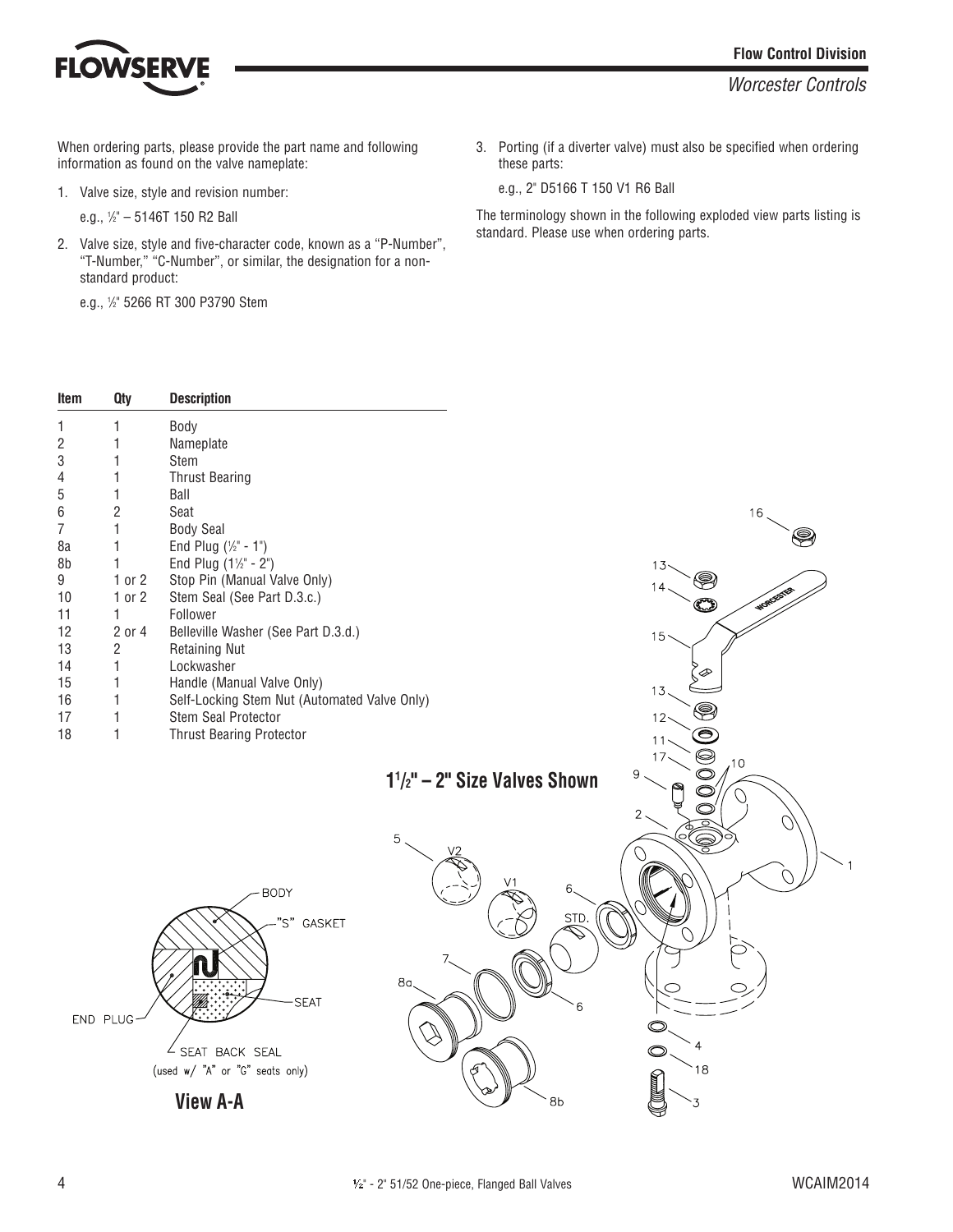When ordering parts, please provide the part name and following information as found on the valve nameplate:

1. Valve size, style and revision number:

   e.g., ½" – 5146T 150 R2 Ball

2. Valve size, style and five-character code, known as a "P-Number", "T-Number," "C-Number", or similar, the designation for a non-standard product:

   e.g., ½" 5266 RT 300 P3790 Stem

3. Porting (if a diverter valve) must also be specified when ordering these parts:

   e.g., 2" D5166 T 150 V1 R6 Ball

The terminology shown in the following exploded view parts listing is standard. Please use when ordering parts.

| Item | Qty | Description |
|---|---|---|
| 1 | 1 | Body |
| 2 | 1 | Nameplate |
| 3 | 1 | Stem |
| 4 | 1 | Thrust Bearing |
| 5 | 1 | Ball |
| 6 | 2 | Seat |
| 7 | 1 | Body Seal |
| 8a | 1 | End Plug (½" - 1") |
| 8b | 1 | End Plug (1½" - 2") |
| 9 | 1 or 2 | Stop Pin (Manual Valve Only) |
| 10 | 1 or 2 | Stem Seal (See Part D.3.c.) |
| 11 | 1 | Follower |
| 12 | 2 or 4 | Belleville Washer (See Part D.3.d.) |
| 13 | 2 | Retaining Nut |
| 14 | 1 | Lockwasher |
| 15 | 1 | Handle (Manual Valve Only) |
| 16 | 1 | Self-Locking Stem Nut (Automated Valve Only) |
| 17 | 1 | Stem Seal Protector |
| 18 | 1 | Thrust Bearing Protector |

**1½" – 2" Size Valves Shown**

**View A-A**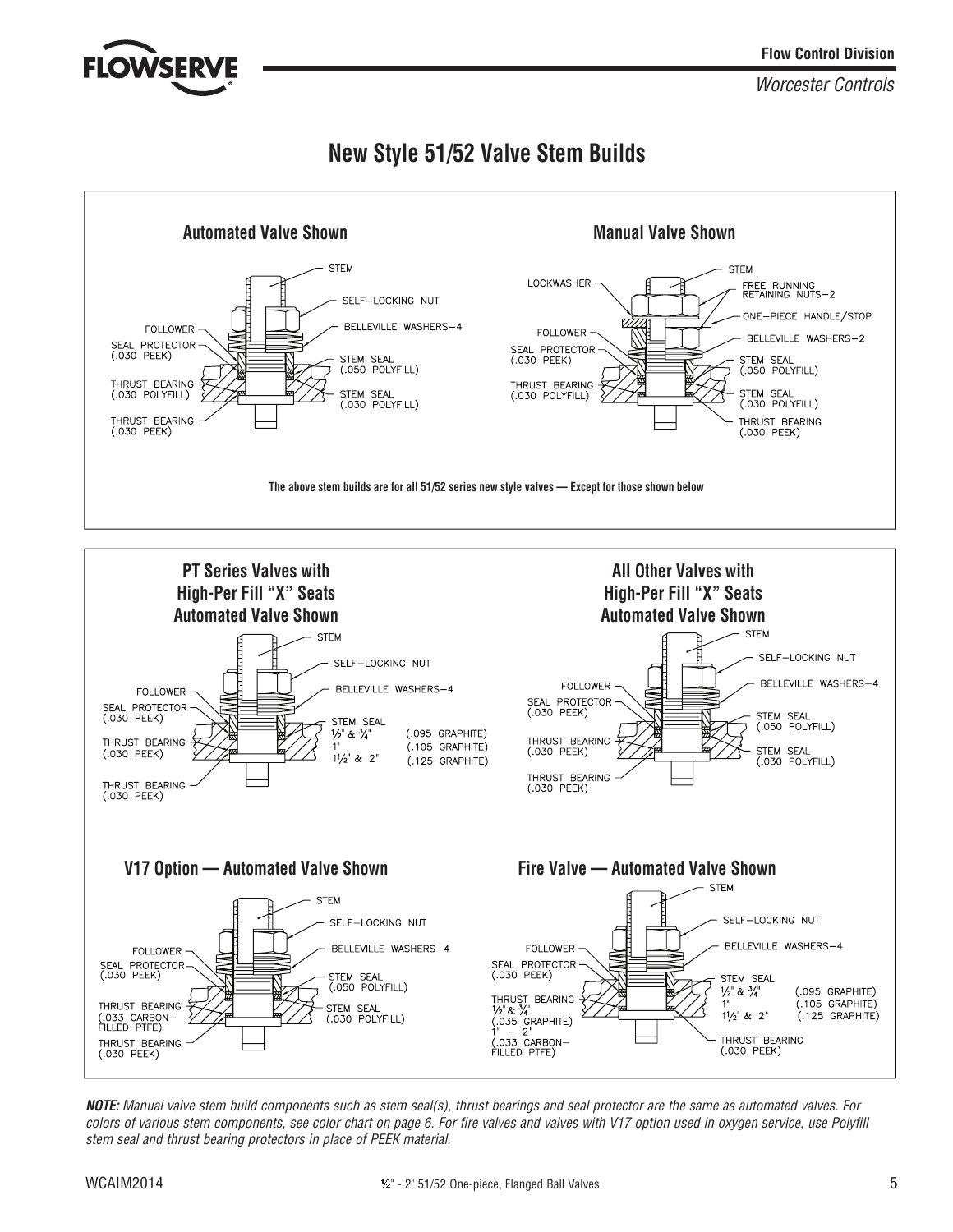# New Style 51/52 Valve Stem Builds

### Automated Valve Shown

STEM

SELF–LOCKING NUT

BELLEVILLE WASHERS–4

FOLLOWER

SEAL PROTECTOR (.030 PEEK)

STEM SEAL (.050 POLYFILL)

THRUST BEARING (.030 POLYFILL)

STEM SEAL (.030 POLYFILL)

THRUST BEARING (.030 PEEK)

### Manual Valve Shown

STEM

LOCKWASHER

FREE RUNNING RETAINING NUTS–2

ONE–PIECE HANDLE/STOP

FOLLOWER

BELLEVILLE WASHERS–2

SEAL PROTECTOR (.030 PEEK)

STEM SEAL (.050 POLYFILL)

THRUST BEARING (.030 POLYFILL)

STEM SEAL (.030 POLYFILL)

THRUST BEARING (.030 PEEK)

**The above stem builds are for all 51/52 series new style valves — Except for those shown below**

### PT Series Valves with High-Per Fill "X" Seats Automated Valve Shown

STEM

SELF–LOCKING NUT

BELLEVILLE WASHERS–4

FOLLOWER

SEAL PROTECTOR (.030 PEEK)

STEM SEAL
½" & ¾" (.095 GRAPHITE)
1" (.105 GRAPHITE)
1½" & 2" (.125 GRAPHITE)

THRUST BEARING (.030 PEEK)

THRUST BEARING (.030 PEEK)

### All Other Valves with High-Per Fill "X" Seats Automated Valve Shown

STEM

SELF–LOCKING NUT

BELLEVILLE WASHERS–4

FOLLOWER

SEAL PROTECTOR (.030 PEEK)

STEM SEAL (.050 POLYFILL)

THRUST BEARING (.030 PEEK)

STEM SEAL (.030 POLYFILL)

THRUST BEARING (.030 PEEK)

### V17 Option — Automated Valve Shown

STEM

SELF–LOCKING NUT

BELLEVILLE WASHERS–4

FOLLOWER

SEAL PROTECTOR (.030 PEEK)

STEM SEAL (.050 POLYFILL)

THRUST BEARING (.033 CARBON–FILLED PTFE)

STEM SEAL (.030 POLYFILL)

THRUST BEARING (.030 PEEK)

### Fire Valve — Automated Valve Shown

STEM

SELF–LOCKING NUT

BELLEVILLE WASHERS–4

FOLLOWER

SEAL PROTECTOR (.030 PEEK)

STEM SEAL
½" & ¾" (.095 GRAPHITE)
1" (.105 GRAPHITE)
1½" & 2" (.125 GRAPHITE)

THRUST BEARING
½" & ¾" (.035 GRAPHITE)
1" – 2" (.033 CARBON–FILLED PTFE)

THRUST BEARING (.030 PEEK)

***NOTE:*** *Manual valve stem build components such as stem seal(s), thrust bearings and seal protector are the same as automated valves. For colors of various stem components, see color chart on page 6. For fire valves and valves with V17 option used in oxygen service, use Polyfill stem seal and thrust bearing protectors in place of PEEK material.*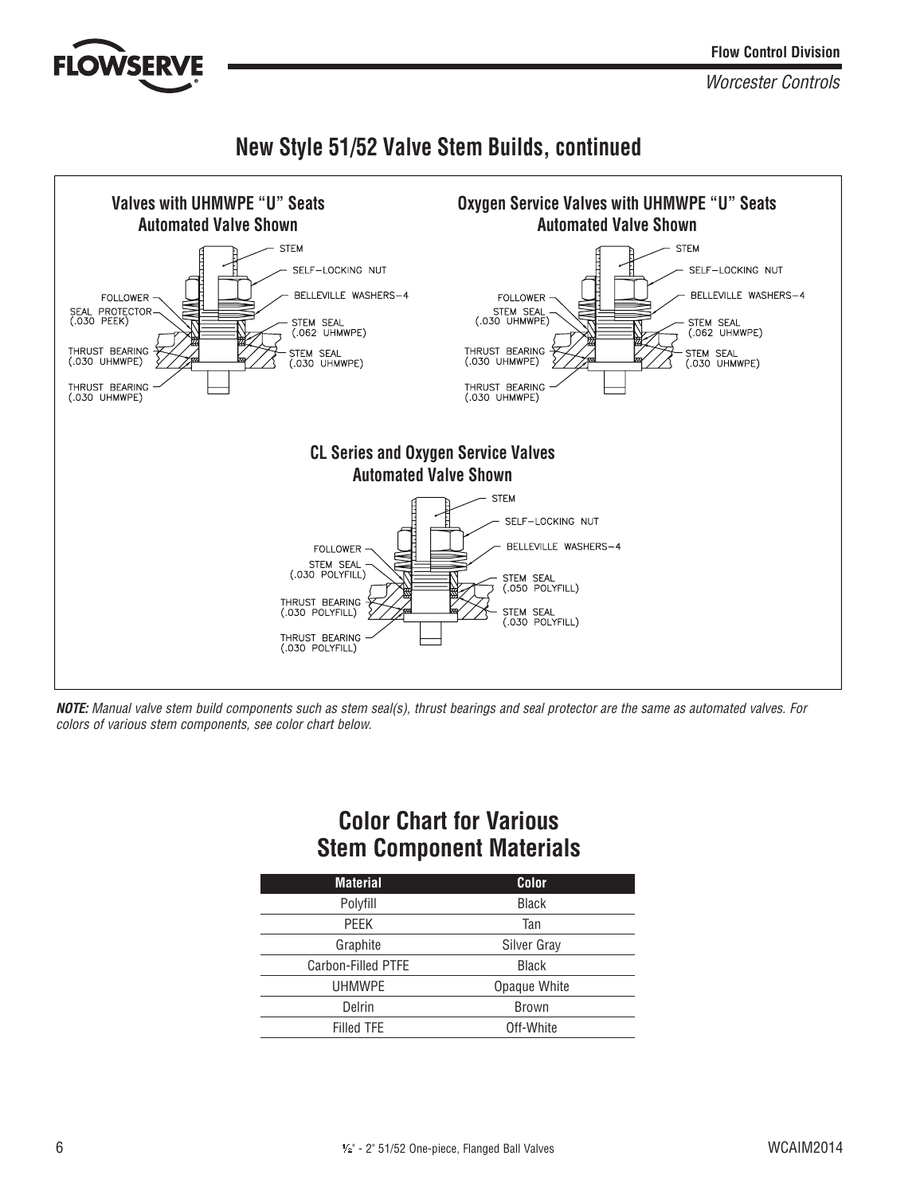## New Style 51/52 Valve Stem Builds, continued

**Valves with UHMWPE "U" Seats**
**Automated Valve Shown**

STEM
SELF-LOCKING NUT
BELLEVILLE WASHERS-4
FOLLOWER
SEAL PROTECTOR (.030 PEEK)
STEM SEAL (.062 UHMWPE)
THRUST BEARING (.030 UHMWPE)
STEM SEAL (.030 UHMWPE)
THRUST BEARING (.030 UHMWPE)

**Oxygen Service Valves with UHMWPE "U" Seats**
**Automated Valve Shown**

STEM
SELF-LOCKING NUT
BELLEVILLE WASHERS-4
FOLLOWER
STEM SEAL (.030 UHMWPE)
STEM SEAL (.062 UHMWPE)
THRUST BEARING (.030 UHMWPE)
STEM SEAL (.030 UHMWPE)
THRUST BEARING (.030 UHMWPE)

**CL Series and Oxygen Service Valves**
**Automated Valve Shown**

STEM
SELF-LOCKING NUT
BELLEVILLE WASHERS-4
FOLLOWER
STEM SEAL (.030 POLYFILL)
STEM SEAL (.050 POLYFILL)
THRUST BEARING (.030 POLYFILL)
STEM SEAL (.030 POLYFILL)
THRUST BEARING (.030 POLYFILL)

***NOTE:*** *Manual valve stem build components such as stem seal(s), thrust bearings and seal protector are the same as automated valves. For colors of various stem components, see color chart below.*

## Color Chart for Various Stem Component Materials

| Material | Color |
|---|---|
| Polyfill | Black |
| PEEK | Tan |
| Graphite | Silver Gray |
| Carbon-Filled PTFE | Black |
| UHMWPE | Opaque White |
| Delrin | Brown |
| Filled TFE | Off-White |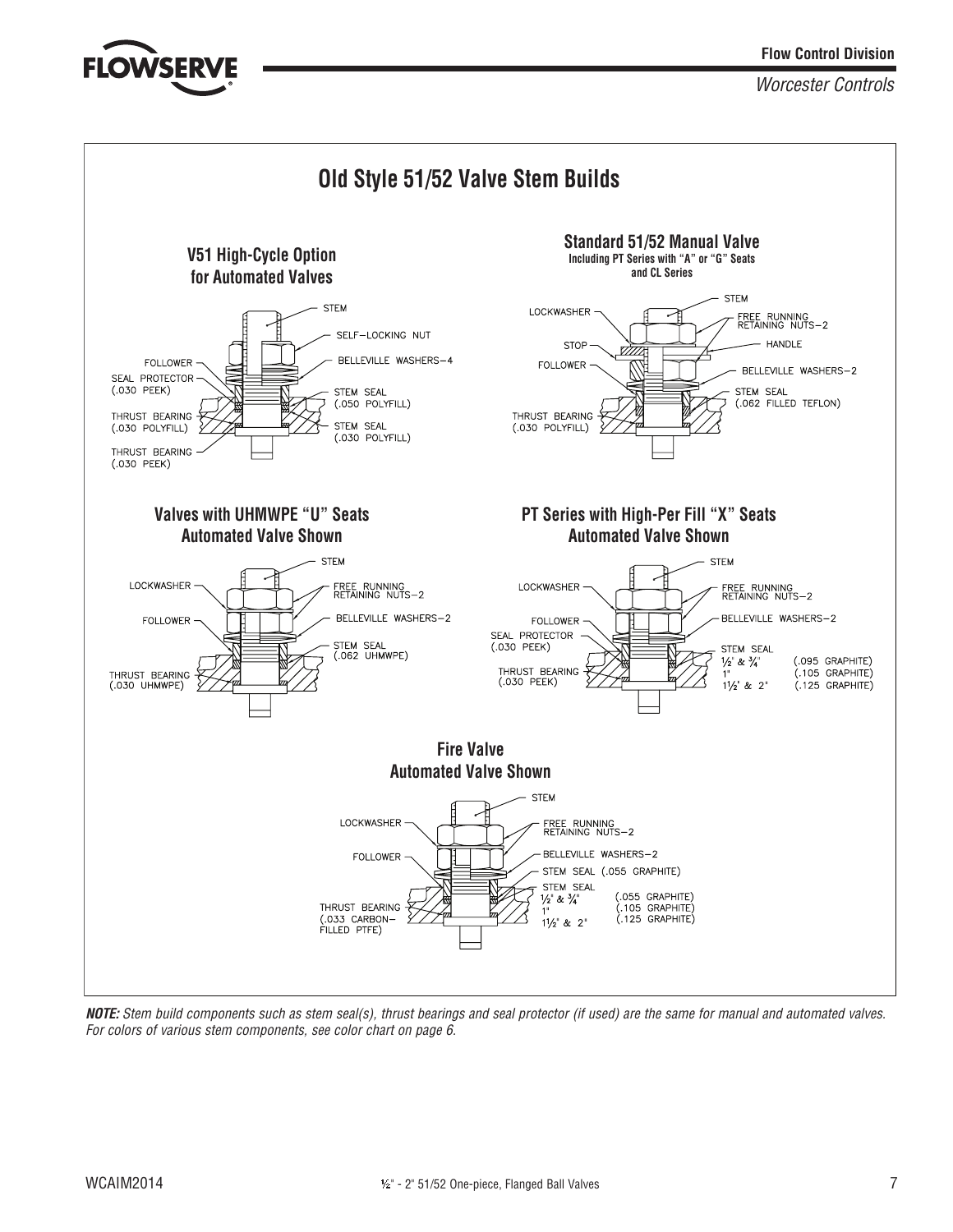# Old Style 51/52 Valve Stem Builds

## V51 High-Cycle Option for Automated Valves

- STEM
- SELF-LOCKING NUT
- BELLEVILLE WASHERS–4
- FOLLOWER
- SEAL PROTECTOR (.030 PEEK)
- STEM SEAL (.050 POLYFILL)
- THRUST BEARING (.030 POLYFILL)
- STEM SEAL (.030 POLYFILL)
- THRUST BEARING (.030 PEEK)

## Standard 51/52 Manual Valve

**Including PT Series with "A" or "G" Seats and CL Series**

- STEM
- LOCKWASHER
- FREE RUNNING RETAINING NUTS–2
- STOP
- HANDLE
- FOLLOWER
- BELLEVILLE WASHERS–2
- STEM SEAL (.062 FILLED TEFLON)
- THRUST BEARING (.030 POLYFILL)

## Valves with UHMWPE "U" Seats Automated Valve Shown

- STEM
- LOCKWASHER
- FREE RUNNING RETAINING NUTS–2
- FOLLOWER
- BELLEVILLE WASHERS–2
- STEM SEAL (.062 UHMWPE)
- THRUST BEARING (.030 UHMWPE)

## PT Series with High-Per Fill "X" Seats Automated Valve Shown

- STEM
- LOCKWASHER
- FREE RUNNING RETAINING NUTS–2
- FOLLOWER
- BELLEVILLE WASHERS–2
- SEAL PROTECTOR (.030 PEEK)
- THRUST BEARING (.030 PEEK)
- STEM SEAL

| Size | Stem Seal |
|---|---|
| ½" & ¾" | (.095 GRAPHITE) |
| 1" | (.105 GRAPHITE) |
| 1½" & 2" | (.125 GRAPHITE) |

## Fire Valve Automated Valve Shown

- STEM
- LOCKWASHER
- FREE RUNNING RETAINING NUTS–2
- FOLLOWER
- BELLEVILLE WASHERS–2
- STEM SEAL (.055 GRAPHITE)
- THRUST BEARING (.033 CARBON-FILLED PTFE)
- STEM SEAL

| Size | Stem Seal |
|---|---|
| ½" & ¾" | (.055 GRAPHITE) |
| 1" | (.105 GRAPHITE) |
| 1½" & 2" | (.125 GRAPHITE) |

***NOTE:*** *Stem build components such as stem seal(s), thrust bearings and seal protector (if used) are the same for manual and automated valves. For colors of various stem components, see color chart on page 6.*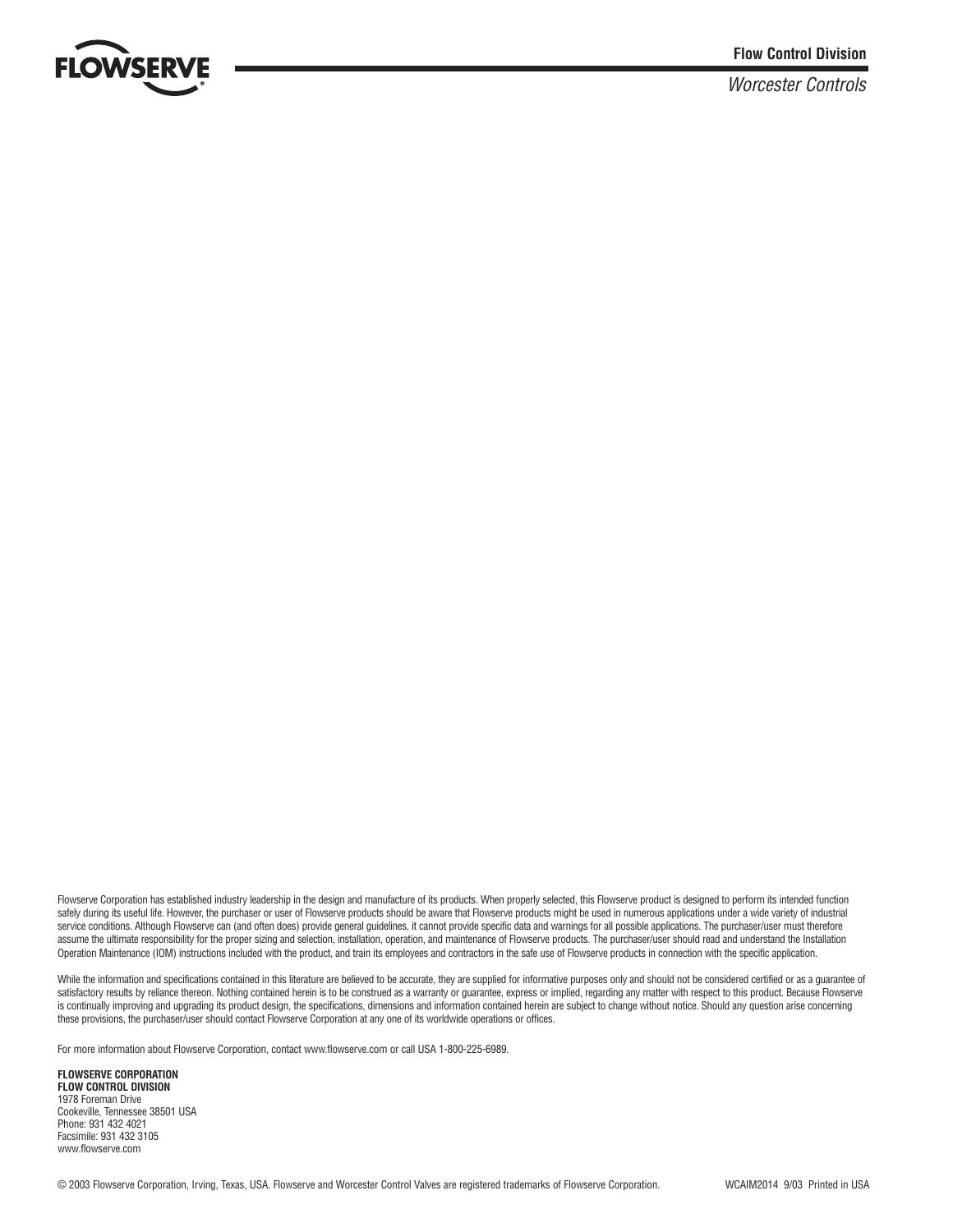Flowserve Corporation has established industry leadership in the design and manufacture of its products. When properly selected, this Flowserve product is designed to perform its intended function safely during its useful life. However, the purchaser or user of Flowserve products should be aware that Flowserve products might be used in numerous applications under a wide variety of industrial service conditions. Although Flowserve can (and often does) provide general guidelines, it cannot provide specific data and warnings for all possible applications. The purchaser/user must therefore assume the ultimate responsibility for the proper sizing and selection, installation, operation, and maintenance of Flowserve products. The purchaser/user should read and understand the Installation Operation Maintenance (IOM) instructions included with the product, and train its employees and contractors in the safe use of Flowserve products in connection with the specific application.

While the information and specifications contained in this literature are believed to be accurate, they are supplied for informative purposes only and should not be considered certified or as a guarantee of satisfactory results by reliance thereon. Nothing contained herein is to be construed as a warranty or guarantee, express or implied, regarding any matter with respect to this product. Because Flowserve is continually improving and upgrading its product design, the specifications, dimensions and information contained herein are subject to change without notice. Should any question arise concerning these provisions, the purchaser/user should contact Flowserve Corporation at any one of its worldwide operations or offices.

For more information about Flowserve Corporation, contact www.flowserve.com or call USA 1-800-225-6989.

**FLOWSERVE CORPORATION**
**FLOW CONTROL DIVISION**
1978 Foreman Drive
Cookeville, Tennessee 38501 USA
Phone: 931 432 4021
Facsimile: 931 432 3105
www.flowserve.com

© 2003 Flowserve Corporation, Irving, Texas, USA. Flowserve and Worcester Control Valves are registered trademarks of Flowserve Corporation. WCAIM2014 9/03 Printed in USA